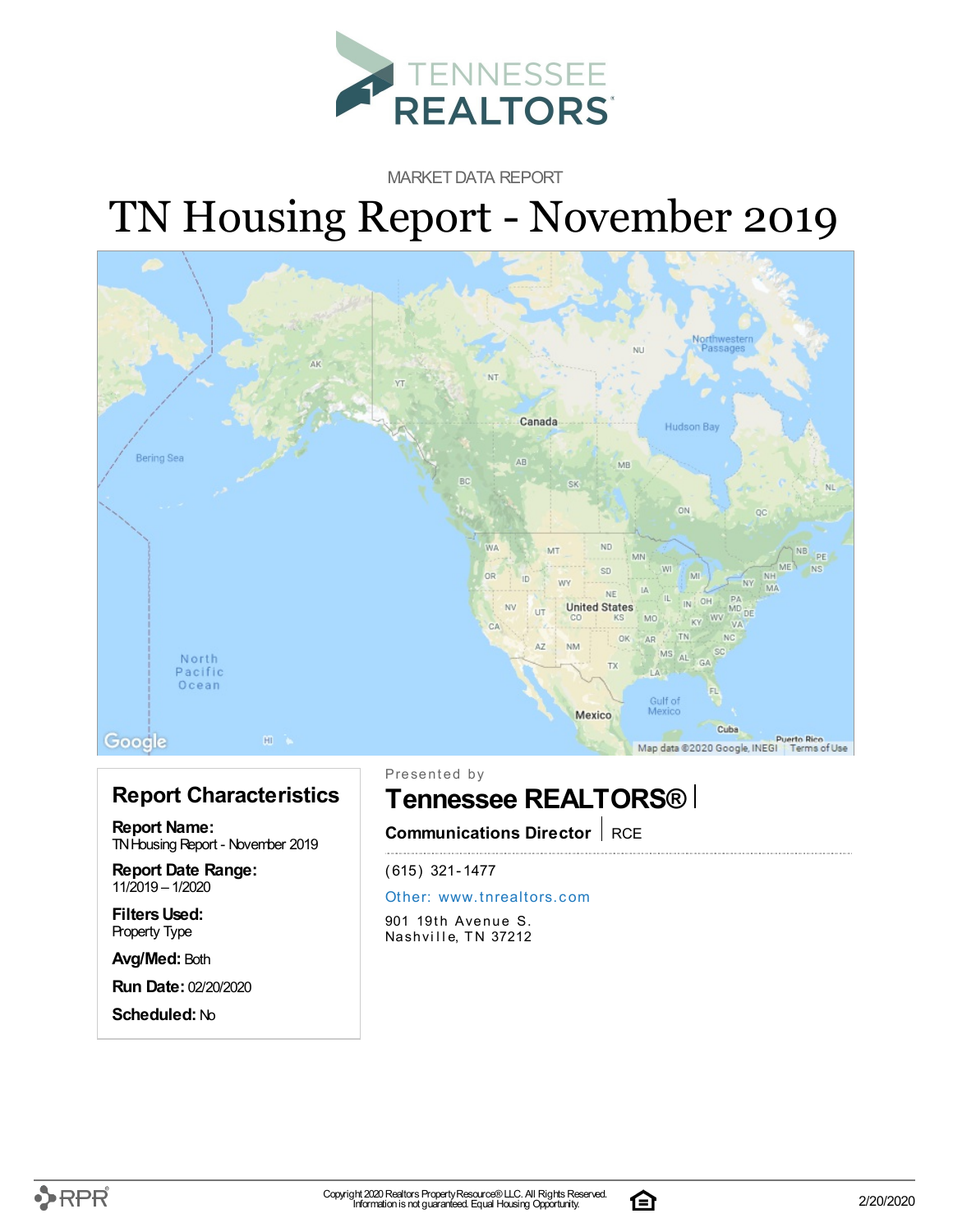TENNESSEE REALTORS®

MARKET DATA REPORT

# TN Housing Report - November 2019

## Report Characteristics

**Report Name:**
TN Housing Report - November 2019

**Report Date Range:**
11/2019 – 1/2020

**Filters Used:**
Property Type

**Avg/Med:** Both

**Run Date:** 02/20/2020

**Scheduled:** No

Presented by

## Tennessee REALTORS®

**Communications Director** | RCE

(615) 321-1477

Other: www.tnrealtors.com

901 19th Avenue S.
Nashville, TN 37212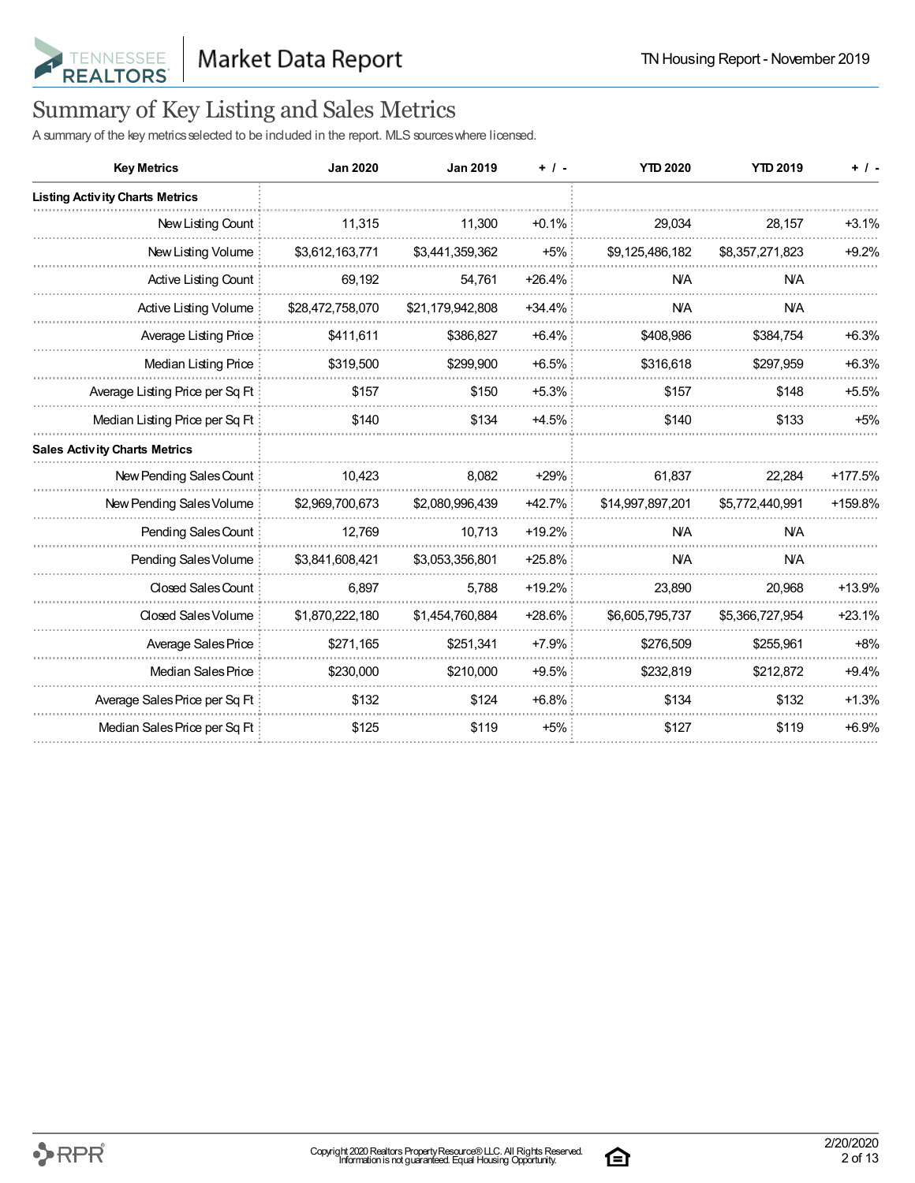# Summary of Key Listing and Sales Metrics

A summary of the key metrics selected to be included in the report. MLS sources where licensed.

| Key Metrics | Jan 2020 | Jan 2019 | + / - | YTD 2020 | YTD 2019 | + / - |
|---|---|---|---|---|---|---|
| **Listing Activity Charts Metrics** | | | | | | |
| New Listing Count | 11,315 | 11,300 | +0.1% | 29,034 | 28,157 | +3.1% |
| New Listing Volume | $3,612,163,771 | $3,441,359,362 | +5% | $9,125,486,182 | $8,357,271,823 | +9.2% |
| Active Listing Count | 69,192 | 54,761 | +26.4% | N/A | N/A | |
| Active Listing Volume | $28,472,758,070 | $21,179,942,808 | +34.4% | N/A | N/A | |
| Average Listing Price | $411,611 | $386,827 | +6.4% | $408,986 | $384,754 | +6.3% |
| Median Listing Price | $319,500 | $299,900 | +6.5% | $316,618 | $297,959 | +6.3% |
| Average Listing Price per Sq Ft | $157 | $150 | +5.3% | $157 | $148 | +5.5% |
| Median Listing Price per Sq Ft | $140 | $134 | +4.5% | $140 | $133 | +5% |
| **Sales Activity Charts Metrics** | | | | | | |
| New Pending Sales Count | 10,423 | 8,082 | +29% | 61,837 | 22,284 | +177.5% |
| New Pending Sales Volume | $2,969,700,673 | $2,080,996,439 | +42.7% | $14,997,897,201 | $5,772,440,991 | +159.8% |
| Pending Sales Count | 12,769 | 10,713 | +19.2% | N/A | N/A | |
| Pending Sales Volume | $3,841,608,421 | $3,053,356,801 | +25.8% | N/A | N/A | |
| Closed Sales Count | 6,897 | 5,788 | +19.2% | 23,890 | 20,968 | +13.9% |
| Closed Sales Volume | $1,870,222,180 | $1,454,760,884 | +28.6% | $6,605,795,737 | $5,366,727,954 | +23.1% |
| Average Sales Price | $271,165 | $251,341 | +7.9% | $276,509 | $255,961 | +8% |
| Median Sales Price | $230,000 | $210,000 | +9.5% | $232,819 | $212,872 | +9.4% |
| Average Sales Price per Sq Ft | $132 | $124 | +6.8% | $134 | $132 | +1.3% |
| Median Sales Price per Sq Ft | $125 | $119 | +5% | $127 | $119 | +6.9% |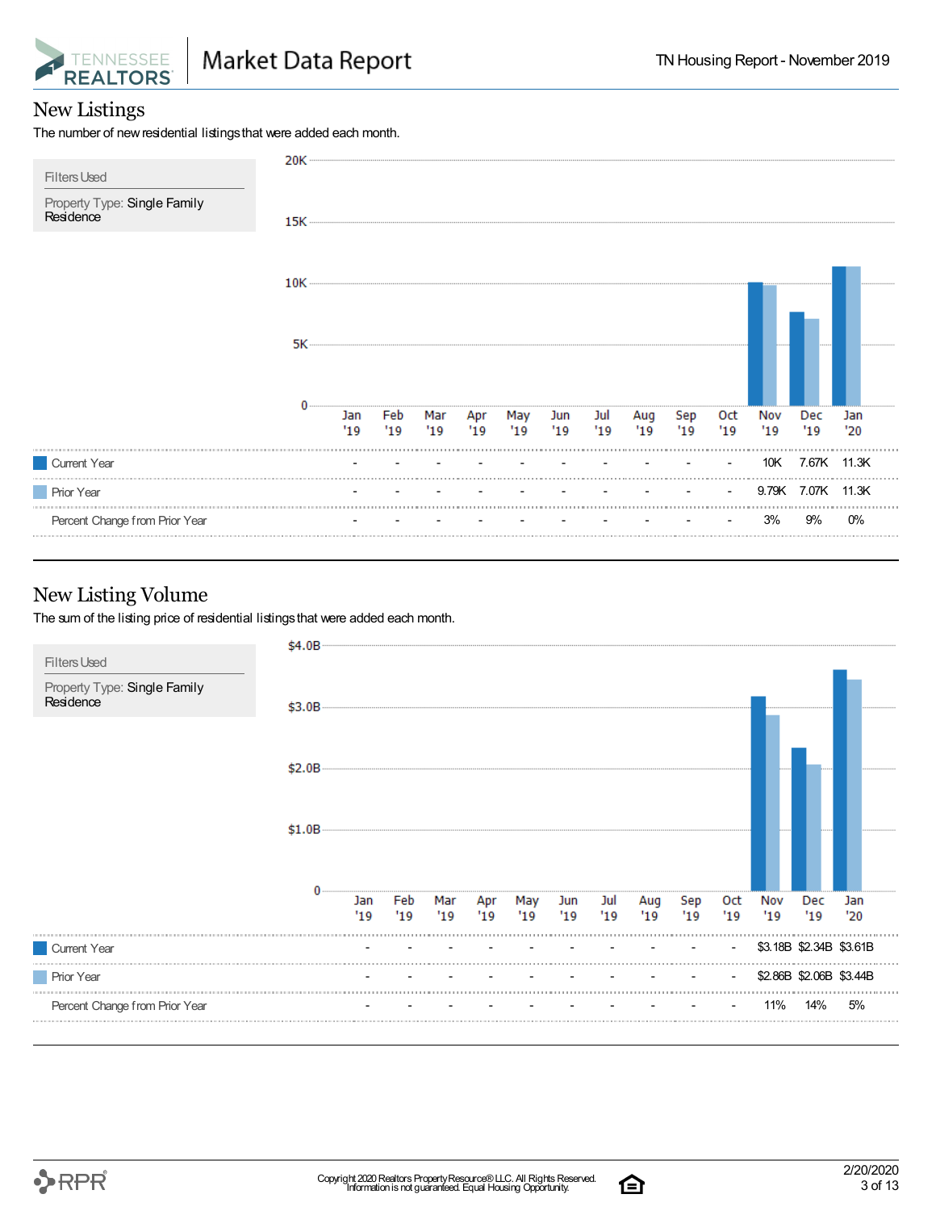## New Listings

The number of new residential listings that were added each month.

**Filters Used**

Property Type: Single Family Residence

| | Jan '19 | Feb '19 | Mar '19 | Apr '19 | May '19 | Jun '19 | Jul '19 | Aug '19 | Sep '19 | Oct '19 | Nov '19 | Dec '19 | Jan '20 |
|---|---|---|---|---|---|---|---|---|---|---|---|---|---|
| Current Year | - | - | - | - | - | - | - | - | - | - | 10K | 7.67K | 11.3K |
| Prior Year | - | - | - | - | - | - | - | - | - | - | 9.79K | 7.07K | 11.3K |
| Percent Change from Prior Year | - | - | - | - | - | - | - | - | - | - | 3% | 9% | 0% |

## New Listing Volume

The sum of the listing price of residential listings that were added each month.

**Filters Used**

Property Type: Single Family Residence

| | Jan '19 | Feb '19 | Mar '19 | Apr '19 | May '19 | Jun '19 | Jul '19 | Aug '19 | Sep '19 | Oct '19 | Nov '19 | Dec '19 | Jan '20 |
|---|---|---|---|---|---|---|---|---|---|---|---|---|---|
| Current Year | - | - | - | - | - | - | - | - | - | - | $3.18B | $2.34B | $3.61B |
| Prior Year | - | - | - | - | - | - | - | - | - | - | $2.86B | $2.06B | $3.44B |
| Percent Change from Prior Year | - | - | - | - | - | - | - | - | - | - | 11% | 14% | 5% |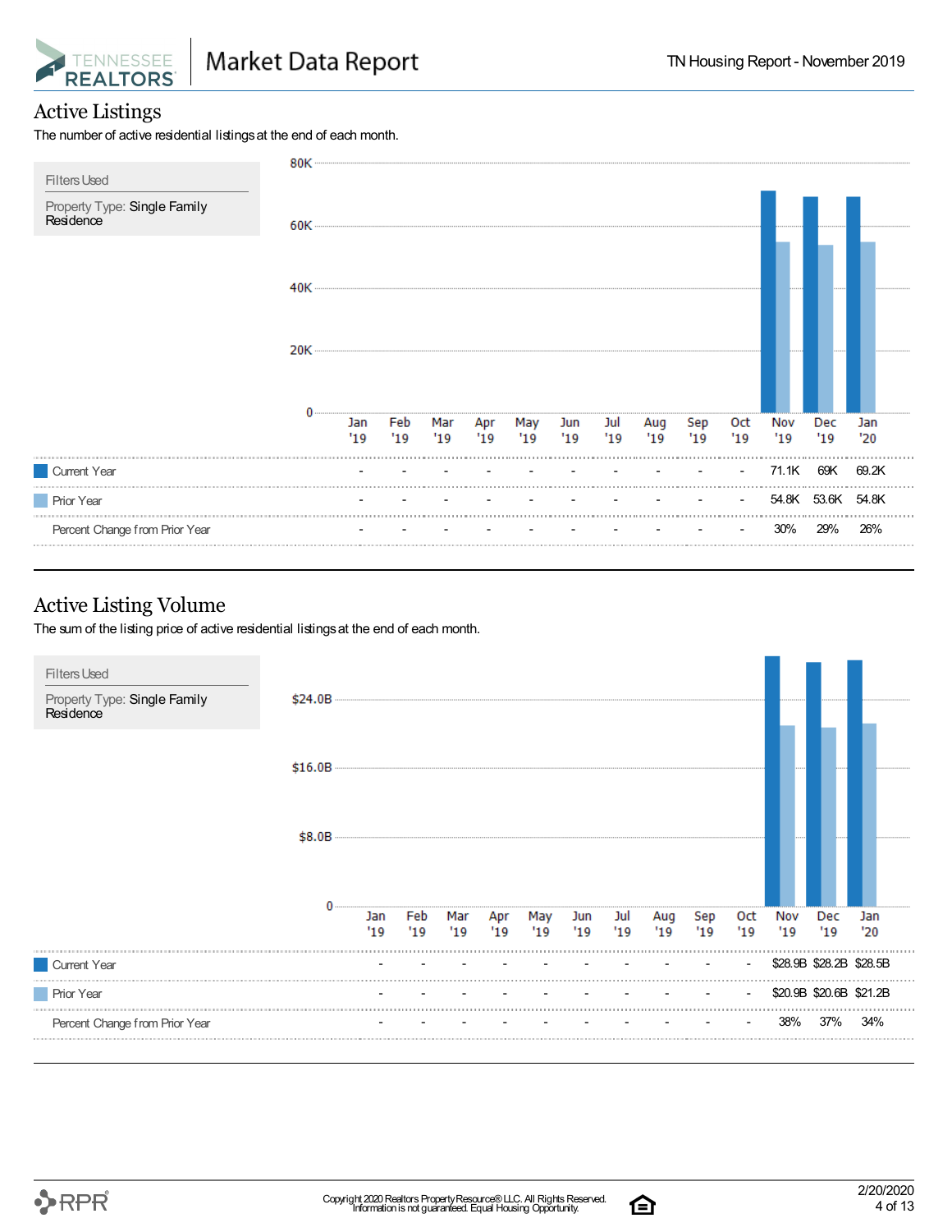## Active Listings

The number of active residential listings at the end of each month.

**Filters Used**

Property Type: Single Family Residence

| | Jan '19 | Feb '19 | Mar '19 | Apr '19 | May '19 | Jun '19 | Jul '19 | Aug '19 | Sep '19 | Oct '19 | Nov '19 | Dec '19 | Jan '20 |
|---|---|---|---|---|---|---|---|---|---|---|---|---|---|
| Current Year | - | - | - | - | - | - | - | - | - | - | 71.1K | 69K | 69.2K |
| Prior Year | - | - | - | - | - | - | - | - | - | - | 54.8K | 53.6K | 54.8K |
| Percent Change from Prior Year | - | - | - | - | - | - | - | - | - | - | 30% | 29% | 26% |

## Active Listing Volume

The sum of the listing price of active residential listings at the end of each month.

**Filters Used**

Property Type: Single Family Residence

| | Jan '19 | Feb '19 | Mar '19 | Apr '19 | May '19 | Jun '19 | Jul '19 | Aug '19 | Sep '19 | Oct '19 | Nov '19 | Dec '19 | Jan '20 |
|---|---|---|---|---|---|---|---|---|---|---|---|---|---|
| Current Year | - | - | - | - | - | - | - | - | - | - | $28.9B | $28.2B | $28.5B |
| Prior Year | - | - | - | - | - | - | - | - | - | - | $20.9B | $20.6B | $21.2B |
| Percent Change from Prior Year | - | - | - | - | - | - | - | - | - | - | 38% | 37% | 34% |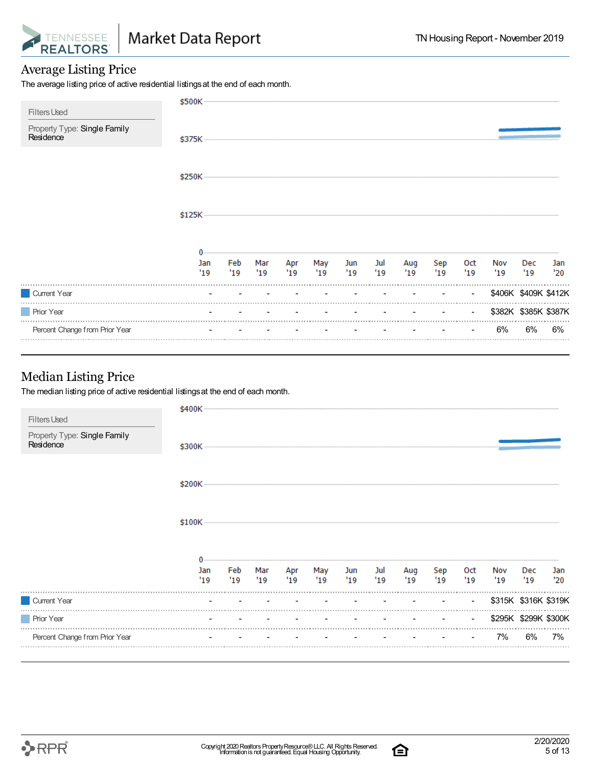## Average Listing Price

The average listing price of active residential listings at the end of each month.

**Filters Used**

Property Type: Single Family Residence

| | Jan '19 | Feb '19 | Mar '19 | Apr '19 | May '19 | Jun '19 | Jul '19 | Aug '19 | Sep '19 | Oct '19 | Nov '19 | Dec '19 | Jan '20 |
|---|---|---|---|---|---|---|---|---|---|---|---|---|---|
| Current Year | - | - | - | - | - | - | - | - | - | - | $406K | $409K | $412K |
| Prior Year | - | - | - | - | - | - | - | - | - | - | $382K | $385K | $387K |
| Percent Change from Prior Year | - | - | - | - | - | - | - | - | - | - | 6% | 6% | 6% |

## Median Listing Price

The median listing price of active residential listings at the end of each month.

**Filters Used**

Property Type: Single Family Residence

| | Jan '19 | Feb '19 | Mar '19 | Apr '19 | May '19 | Jun '19 | Jul '19 | Aug '19 | Sep '19 | Oct '19 | Nov '19 | Dec '19 | Jan '20 |
|---|---|---|---|---|---|---|---|---|---|---|---|---|---|
| Current Year | - | - | - | - | - | - | - | - | - | - | $315K | $316K | $319K |
| Prior Year | - | - | - | - | - | - | - | - | - | - | $295K | $299K | $300K |
| Percent Change from Prior Year | - | - | - | - | - | - | - | - | - | - | 7% | 6% | 7% |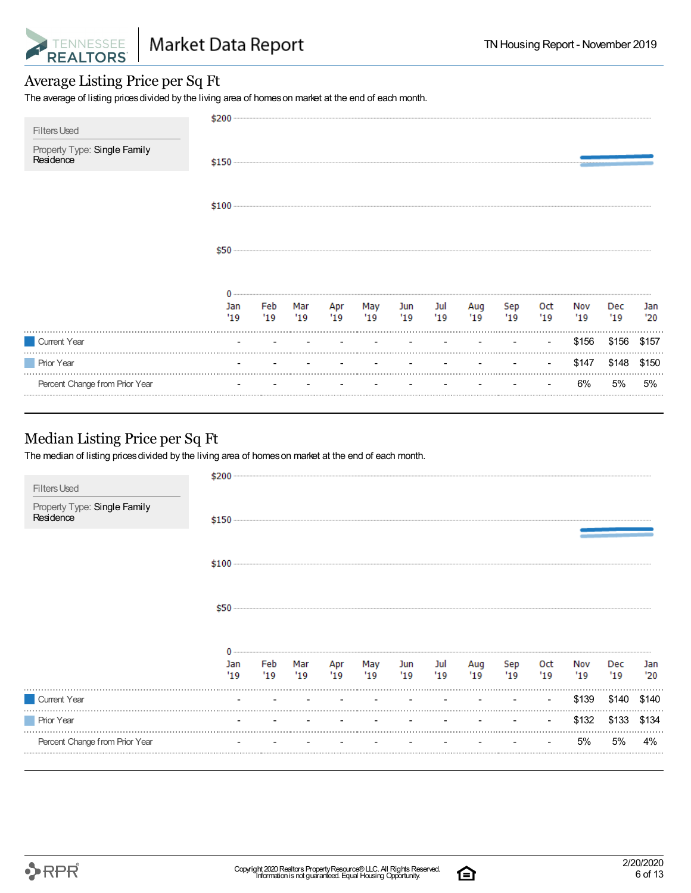## Average Listing Price per Sq Ft

The average of listing prices divided by the living area of homes on market at the end of each month.

Filters Used

Property Type: Single Family Residence

| | Jan '19 | Feb '19 | Mar '19 | Apr '19 | May '19 | Jun '19 | Jul '19 | Aug '19 | Sep '19 | Oct '19 | Nov '19 | Dec '19 | Jan '20 |
|---|---|---|---|---|---|---|---|---|---|---|---|---|---|
| Current Year | - | - | - | - | - | - | - | - | - | - | $156 | $156 | $157 |
| Prior Year | - | - | - | - | - | - | - | - | - | - | $147 | $148 | $150 |
| Percent Change from Prior Year | - | - | - | - | - | - | - | - | - | - | 6% | 5% | 5% |

## Median Listing Price per Sq Ft

The median of listing prices divided by the living area of homes on market at the end of each month.

Filters Used

Property Type: Single Family Residence

| | Jan '19 | Feb '19 | Mar '19 | Apr '19 | May '19 | Jun '19 | Jul '19 | Aug '19 | Sep '19 | Oct '19 | Nov '19 | Dec '19 | Jan '20 |
|---|---|---|---|---|---|---|---|---|---|---|---|---|---|
| Current Year | - | - | - | - | - | - | - | - | - | - | $139 | $140 | $140 |
| Prior Year | - | - | - | - | - | - | - | - | - | - | $132 | $133 | $134 |
| Percent Change from Prior Year | - | - | - | - | - | - | - | - | - | - | 5% | 5% | 4% |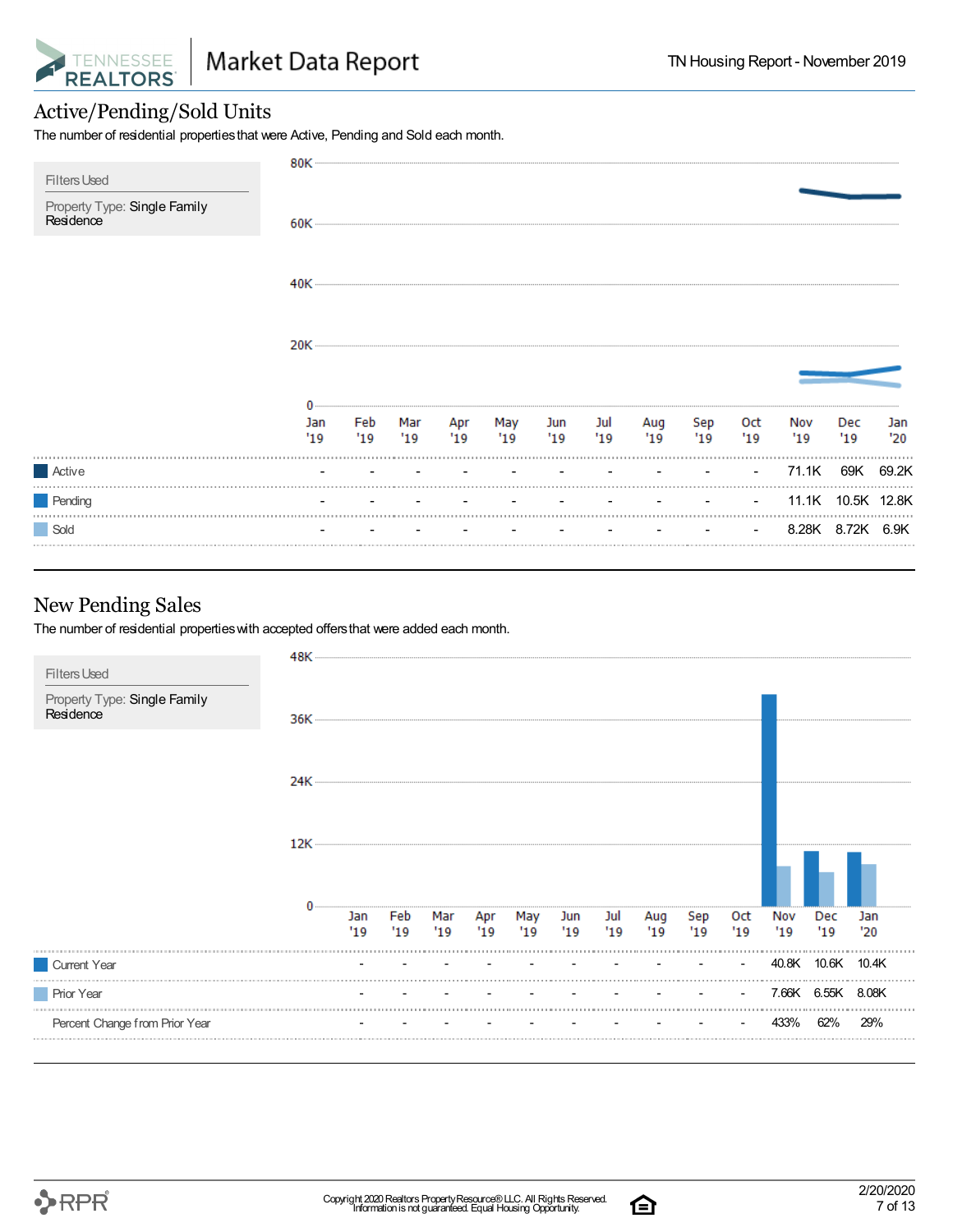## Active/Pending/Sold Units

The number of residential properties that were Active, Pending and Sold each month.

Filters Used

Property Type: Single Family Residence

| | Jan '19 | Feb '19 | Mar '19 | Apr '19 | May '19 | Jun '19 | Jul '19 | Aug '19 | Sep '19 | Oct '19 | Nov '19 | Dec '19 | Jan '20 |
|---|---|---|---|---|---|---|---|---|---|---|---|---|---|
| Active | - | - | - | - | - | - | - | - | - | - | 71.1K | 69K | 69.2K |
| Pending | - | - | - | - | - | - | - | - | - | - | 11.1K | 10.5K | 12.8K |
| Sold | - | - | - | - | - | - | - | - | - | - | 8.28K | 8.72K | 6.9K |

## New Pending Sales

The number of residential properties with accepted offers that were added each month.

Filters Used

Property Type: Single Family Residence

| | Jan '19 | Feb '19 | Mar '19 | Apr '19 | May '19 | Jun '19 | Jul '19 | Aug '19 | Sep '19 | Oct '19 | Nov '19 | Dec '19 | Jan '20 |
|---|---|---|---|---|---|---|---|---|---|---|---|---|---|
| Current Year | - | - | - | - | - | - | - | - | - | - | 40.8K | 10.6K | 10.4K |
| Prior Year | - | - | - | - | - | - | - | - | - | - | 7.66K | 6.55K | 8.08K |
| Percent Change from Prior Year | - | - | - | - | - | - | - | - | - | - | 433% | 62% | 29% |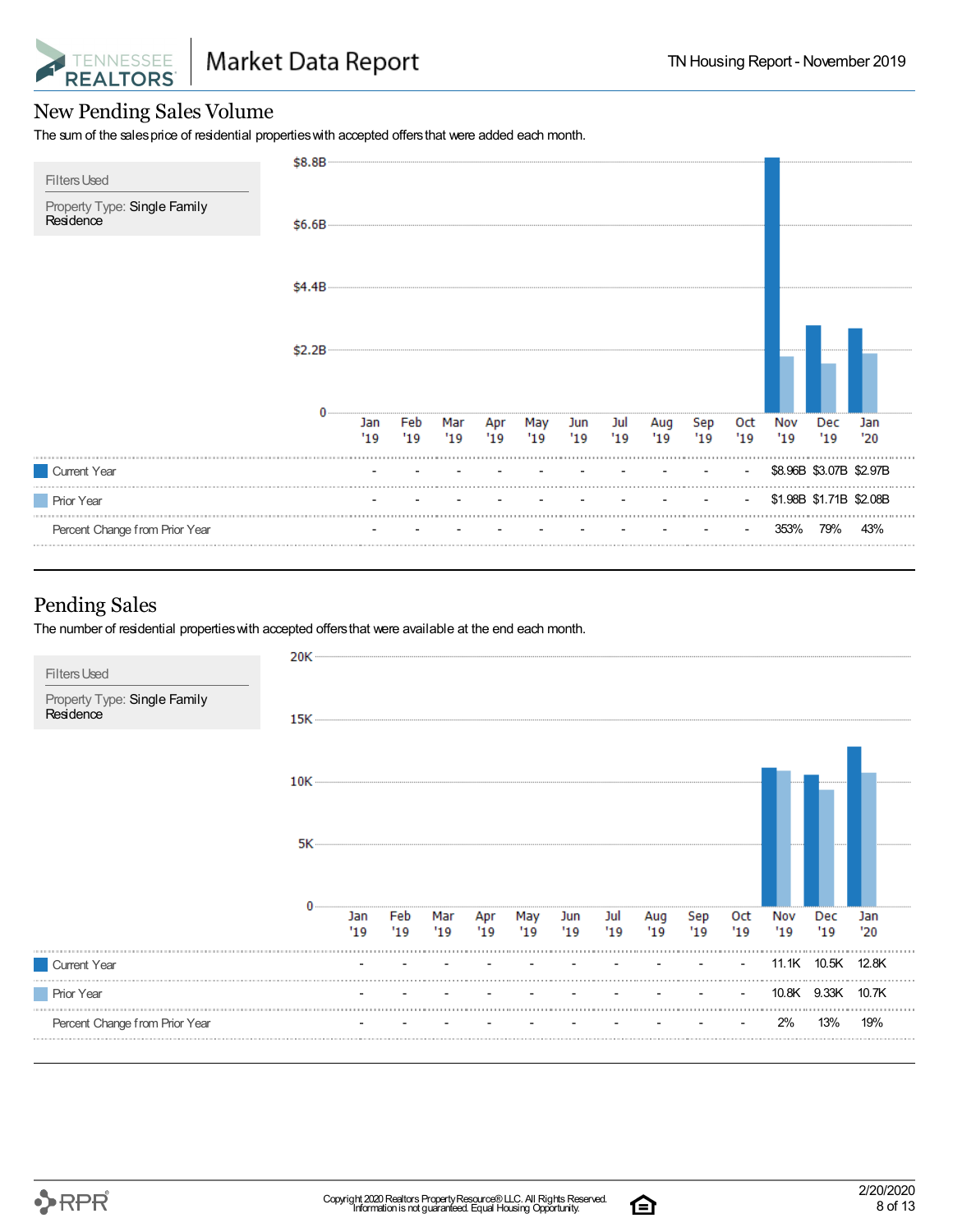## New Pending Sales Volume

The sum of the sales price of residential properties with accepted offers that were added each month.

**Filters Used**

Property Type: Single Family Residence

| | Jan '19 | Feb '19 | Mar '19 | Apr '19 | May '19 | Jun '19 | Jul '19 | Aug '19 | Sep '19 | Oct '19 | Nov '19 | Dec '19 | Jan '20 |
|---|---|---|---|---|---|---|---|---|---|---|---|---|---|
| Current Year | - | - | - | - | - | - | - | - | - | - | $8.96B | $3.07B | $2.97B |
| Prior Year | - | - | - | - | - | - | - | - | - | - | $1.98B | $1.71B | $2.08B |
| Percent Change from Prior Year | - | - | - | - | - | - | - | - | - | - | 353% | 79% | 43% |

## Pending Sales

The number of residential properties with accepted offers that were available at the end each month.

**Filters Used**

Property Type: Single Family Residence

| | Jan '19 | Feb '19 | Mar '19 | Apr '19 | May '19 | Jun '19 | Jul '19 | Aug '19 | Sep '19 | Oct '19 | Nov '19 | Dec '19 | Jan '20 |
|---|---|---|---|---|---|---|---|---|---|---|---|---|---|
| Current Year | - | - | - | - | - | - | - | - | - | - | 11.1K | 10.5K | 12.8K |
| Prior Year | - | - | - | - | - | - | - | - | - | - | 10.8K | 9.33K | 10.7K |
| Percent Change from Prior Year | - | - | - | - | - | - | - | - | - | - | 2% | 13% | 19% |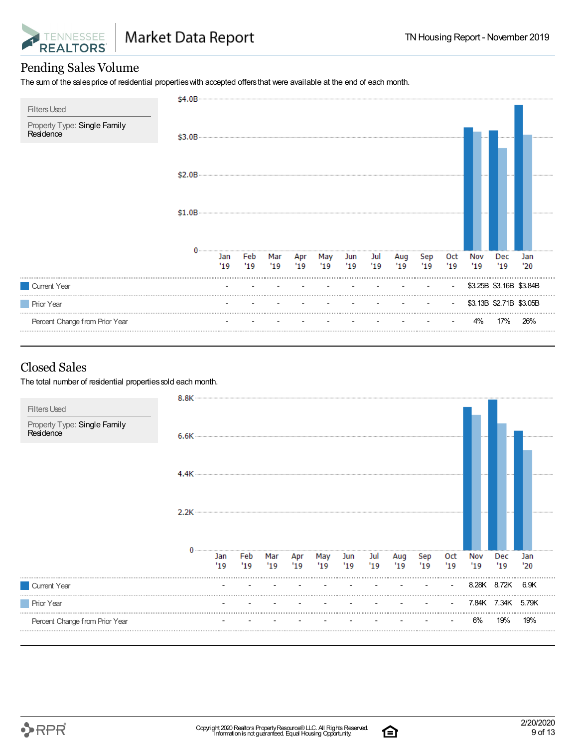## Pending Sales Volume

The sum of the sales price of residential properties with accepted offers that were available at the end of each month.

**Filters Used**

Property Type: Single Family Residence

| | Jan '19 | Feb '19 | Mar '19 | Apr '19 | May '19 | Jun '19 | Jul '19 | Aug '19 | Sep '19 | Oct '19 | Nov '19 | Dec '19 | Jan '20 |
|---|---|---|---|---|---|---|---|---|---|---|---|---|---|
| Current Year | - | - | - | - | - | - | - | - | - | - | $3.25B | $3.16B | $3.84B |
| Prior Year | - | - | - | - | - | - | - | - | - | - | $3.13B | $2.71B | $3.05B |
| Percent Change from Prior Year | - | - | - | - | - | - | - | - | - | - | 4% | 17% | 26% |

## Closed Sales

The total number of residential properties sold each month.

**Filters Used**

Property Type: Single Family Residence

| | Jan '19 | Feb '19 | Mar '19 | Apr '19 | May '19 | Jun '19 | Jul '19 | Aug '19 | Sep '19 | Oct '19 | Nov '19 | Dec '19 | Jan '20 |
|---|---|---|---|---|---|---|---|---|---|---|---|---|---|
| Current Year | - | - | - | - | - | - | - | - | - | - | 8.28K | 8.72K | 6.9K |
| Prior Year | - | - | - | - | - | - | - | - | - | - | 7.84K | 7.34K | 5.79K |
| Percent Change from Prior Year | - | - | - | - | - | - | - | - | - | - | 6% | 19% | 19% |

Copyright 2020 Realtors Property Resource® LLC. All Rights Reserved.
Information is not guaranteed. Equal Housing Opportunity.

2/20/2020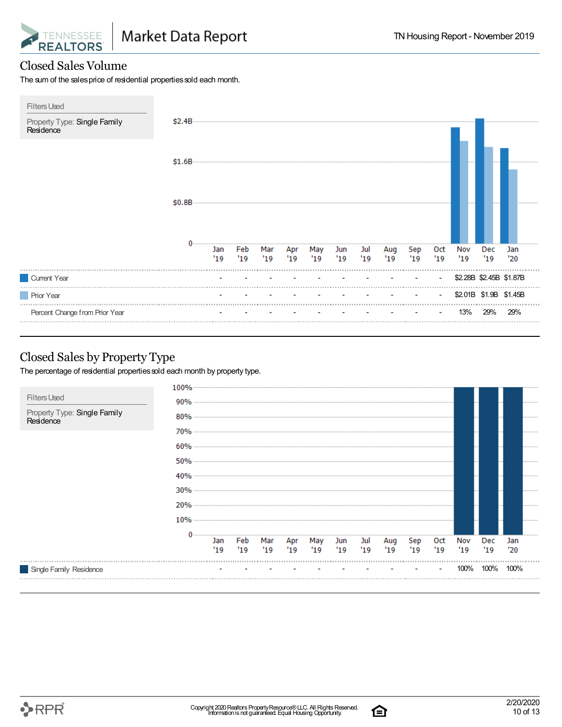## Closed Sales Volume

The sum of the sales price of residential properties sold each month.

**Filters Used**

Property Type: Single Family Residence

| | Jan '19 | Feb '19 | Mar '19 | Apr '19 | May '19 | Jun '19 | Jul '19 | Aug '19 | Sep '19 | Oct '19 | Nov '19 | Dec '19 | Jan '20 |
|---|---|---|---|---|---|---|---|---|---|---|---|---|---|
| Current Year | - | - | - | - | - | - | - | - | - | - | $2.28B | $2.45B | $1.87B |
| Prior Year | - | - | - | - | - | - | - | - | - | - | $2.01B | $1.9B | $1.45B |
| Percent Change from Prior Year | - | - | - | - | - | - | - | - | - | - | 13% | 29% | 29% |

## Closed Sales by Property Type

The percentage of residential properties sold each month by property type.

**Filters Used**

Property Type: Single Family Residence

| | Jan '19 | Feb '19 | Mar '19 | Apr '19 | May '19 | Jun '19 | Jul '19 | Aug '19 | Sep '19 | Oct '19 | Nov '19 | Dec '19 | Jan '20 |
|---|---|---|---|---|---|---|---|---|---|---|---|---|---|
| Single Family Residence | - | - | - | - | - | - | - | - | - | - | 100% | 100% | 100% |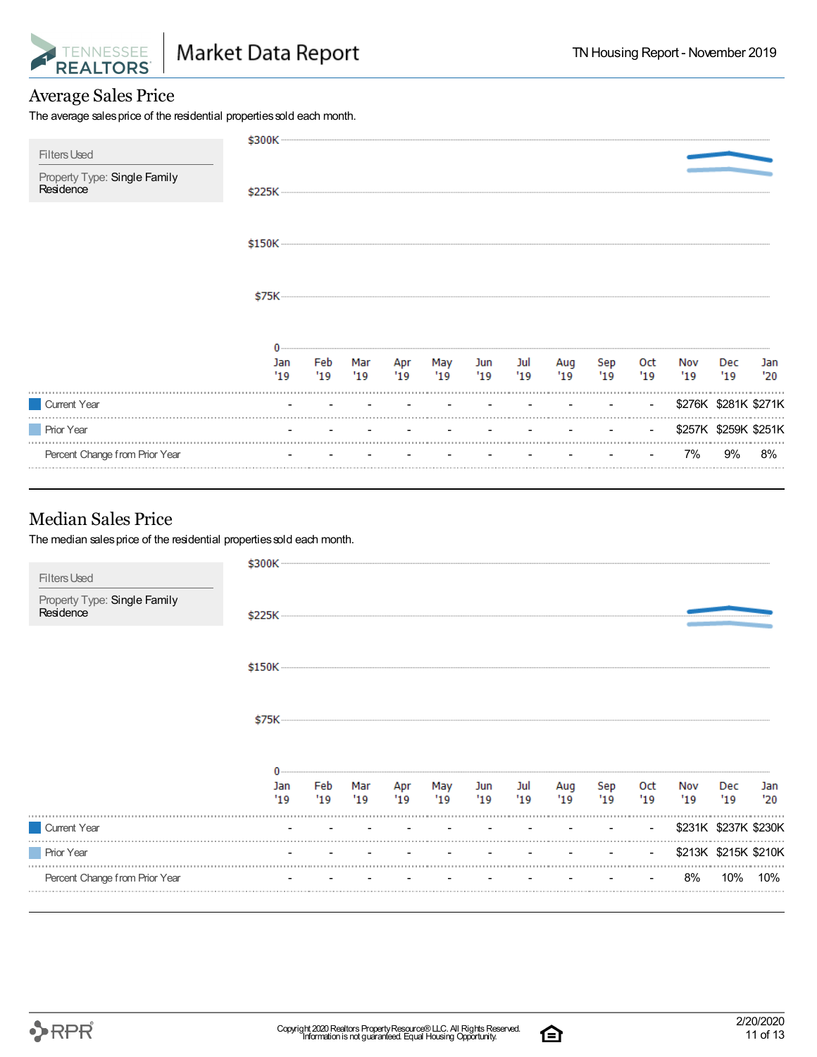## Average Sales Price

The average sales price of the residential properties sold each month.

Filters Used

Property Type: Single Family Residence

| | Jan '19 | Feb '19 | Mar '19 | Apr '19 | May '19 | Jun '19 | Jul '19 | Aug '19 | Sep '19 | Oct '19 | Nov '19 | Dec '19 | Jan '20 |
|---|---|---|---|---|---|---|---|---|---|---|---|---|---|
| Current Year | - | - | - | - | - | - | - | - | - | - | $276K | $281K | $271K |
| Prior Year | - | - | - | - | - | - | - | - | - | - | $257K | $259K | $251K |
| Percent Change from Prior Year | - | - | - | - | - | - | - | - | - | - | 7% | 9% | 8% |

## Median Sales Price

The median sales price of the residential properties sold each month.

Filters Used

Property Type: Single Family Residence

| | Jan '19 | Feb '19 | Mar '19 | Apr '19 | May '19 | Jun '19 | Jul '19 | Aug '19 | Sep '19 | Oct '19 | Nov '19 | Dec '19 | Jan '20 |
|---|---|---|---|---|---|---|---|---|---|---|---|---|---|
| Current Year | - | - | - | - | - | - | - | - | - | - | $231K | $237K | $230K |
| Prior Year | - | - | - | - | - | - | - | - | - | - | $213K | $215K | $210K |
| Percent Change from Prior Year | - | - | - | - | - | - | - | - | - | - | 8% | 10% | 10% |

Copyright 2020 Realtors Property Resource® LLC. All Rights Reserved. Information is not guaranteed. Equal Housing Opportunity.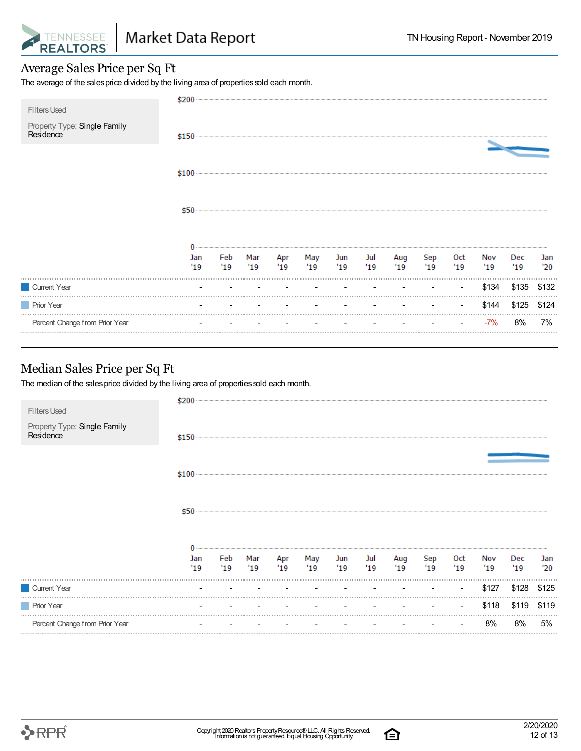## Average Sales Price per Sq Ft

The average of the sales price divided by the living area of properties sold each month.

Filters Used

Property Type: Single Family Residence

| | Jan '19 | Feb '19 | Mar '19 | Apr '19 | May '19 | Jun '19 | Jul '19 | Aug '19 | Sep '19 | Oct '19 | Nov '19 | Dec '19 | Jan '20 |
|---|---|---|---|---|---|---|---|---|---|---|---|---|---|
| Current Year | - | - | - | - | - | - | - | - | - | - | $134 | $135 | $132 |
| Prior Year | - | - | - | - | - | - | - | - | - | - | $144 | $125 | $124 |
| Percent Change from Prior Year | - | - | - | - | - | - | - | - | - | - | -7% | 8% | 7% |

## Median Sales Price per Sq Ft

The median of the sales price divided by the living area of properties sold each month.

Filters Used

Property Type: Single Family Residence

| | Jan '19 | Feb '19 | Mar '19 | Apr '19 | May '19 | Jun '19 | Jul '19 | Aug '19 | Sep '19 | Oct '19 | Nov '19 | Dec '19 | Jan '20 |
|---|---|---|---|---|---|---|---|---|---|---|---|---|---|
| Current Year | - | - | - | - | - | - | - | - | - | - | $127 | $128 | $125 |
| Prior Year | - | - | - | - | - | - | - | - | - | - | $118 | $119 | $119 |
| Percent Change from Prior Year | - | - | - | - | - | - | - | - | - | - | 8% | 8% | 5% |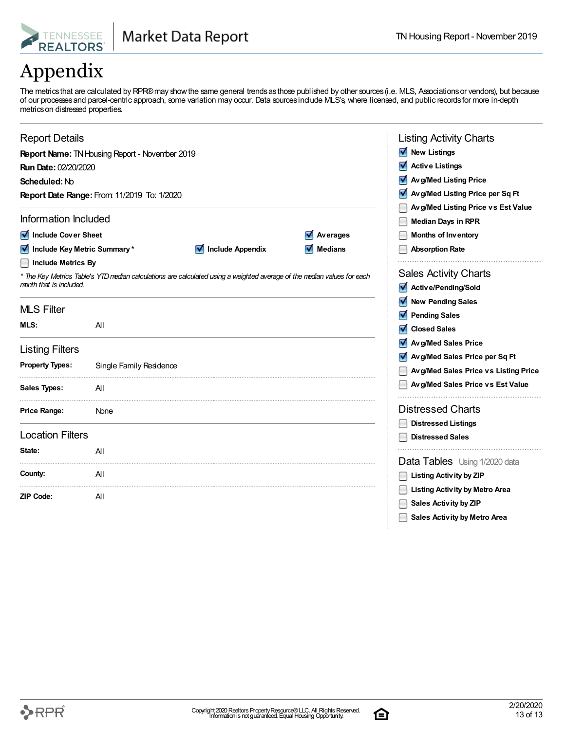# Appendix

The metrics that are calculated by RPR® may show the same general trends as those published by other sources (i.e. MLS, Associations or vendors), but because of our processes and parcel-centric approach, some variation may occur. Data sources include MLS's, where licensed, and public records for more in-depth metrics on distressed properties.

## Report Details

**Report Name:** TN Housing Report - November 2019

**Run Date:** 02/20/2020

**Scheduled:** No

**Report Date Range:** From: 11/2019 To: 1/2020

## Information Included

- [x] Include Cover Sheet
- [x] Include Key Metric Summary *
- [x] Include Appendix
- [ ] Include Metrics By
- [x] Averages
- [x] Medians

*\* The Key Metrics Table's YTD median calculations are calculated using a weighted average of the median values for each month that is included.*

## MLS Filter

| | |
|---|---|
| **MLS:** | All |

## Listing Filters

| | |
|---|---|
| **Property Types:** | Single Family Residence |
| **Sales Types:** | All |
| **Price Range:** | None |

## Location Filters

| | |
|---|---|
| **State:** | All |
| **County:** | All |
| **ZIP Code:** | All |

## Listing Activity Charts

- [x] New Listings
- [x] Active Listings
- [x] Avg/Med Listing Price
- [x] Avg/Med Listing Price per Sq Ft
- [ ] Avg/Med Listing Price vs Est Value
- [ ] Median Days in RPR
- [ ] Months of Inventory
- [ ] Absorption Rate

## Sales Activity Charts

- [x] Active/Pending/Sold
- [x] New Pending Sales
- [x] Pending Sales
- [x] Closed Sales
- [x] Avg/Med Sales Price
- [x] Avg/Med Sales Price per Sq Ft
- [ ] Avg/Med Sales Price vs Listing Price
- [ ] Avg/Med Sales Price vs Est Value

## Distressed Charts

- [ ] Distressed Listings
- [ ] Distressed Sales

## Data Tables Using 1/2020 data

- [ ] Listing Activity by ZIP
- [ ] Listing Activity by Metro Area
- [ ] Sales Activity by ZIP
- [ ] Sales Activity by Metro Area

Copyright 2020 Realtors Property Resource® LLC. All Rights Reserved.
Information is not guaranteed. Equal Housing Opportunity.